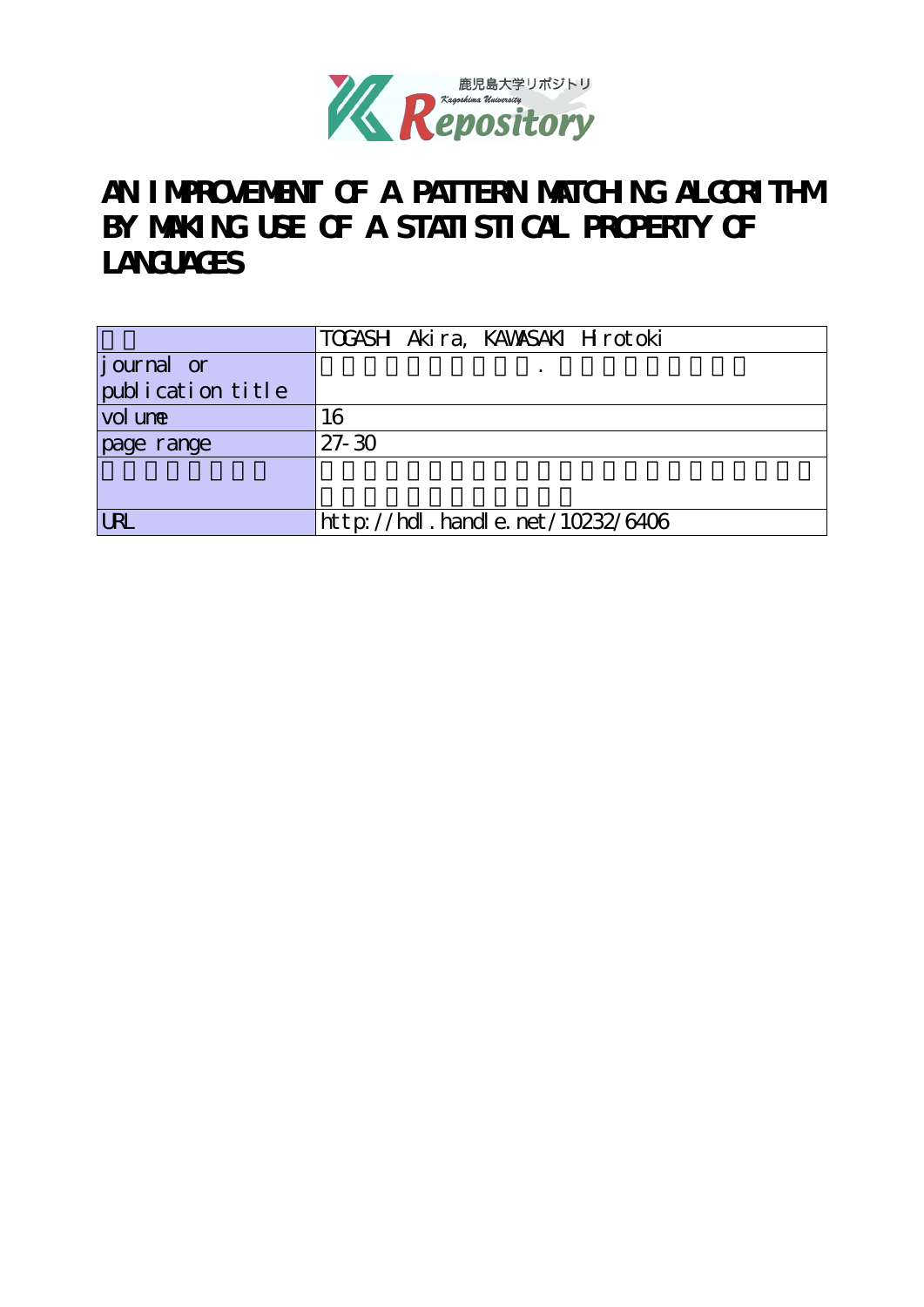# AN IMPROVEMENT OF A PATTERN MATCHING ALGORITHM BY MAKING USE OF A STATISTICAL PROPERTY OF LANGUAGES

| | |
|---|---|
| | TOGASHI Akira, KAWASAKI Hirotoki |
| journal or publication title | |
| volume | 16 |
| page range | 27-30 |
| | |
| URL | http://hdl.handle.net/10232/6406 |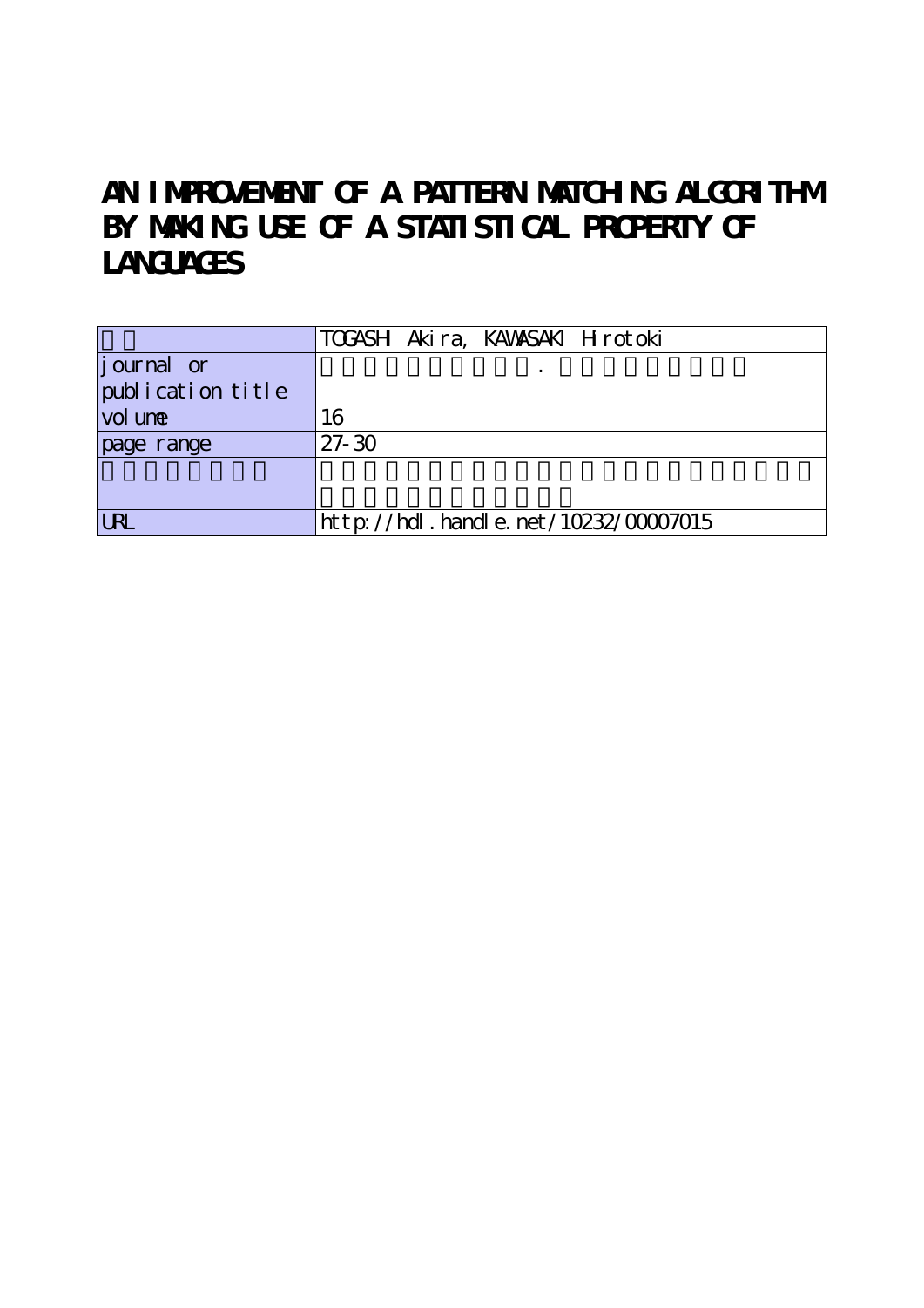# AN IMPROVEMENT OF A PATTERN MATCHING ALGORITHM BY MAKING USE OF A STATISTICAL PROPERTY OF LANGUAGES

| | TOGASHI Akira, KAWASAKI Hirotoki |
|---|---|
| journal or publication title | . |
| volume | 16 |
| page range | 27-30 |
| | |
| URL | http://hdl.handle.net/10232/00007015 |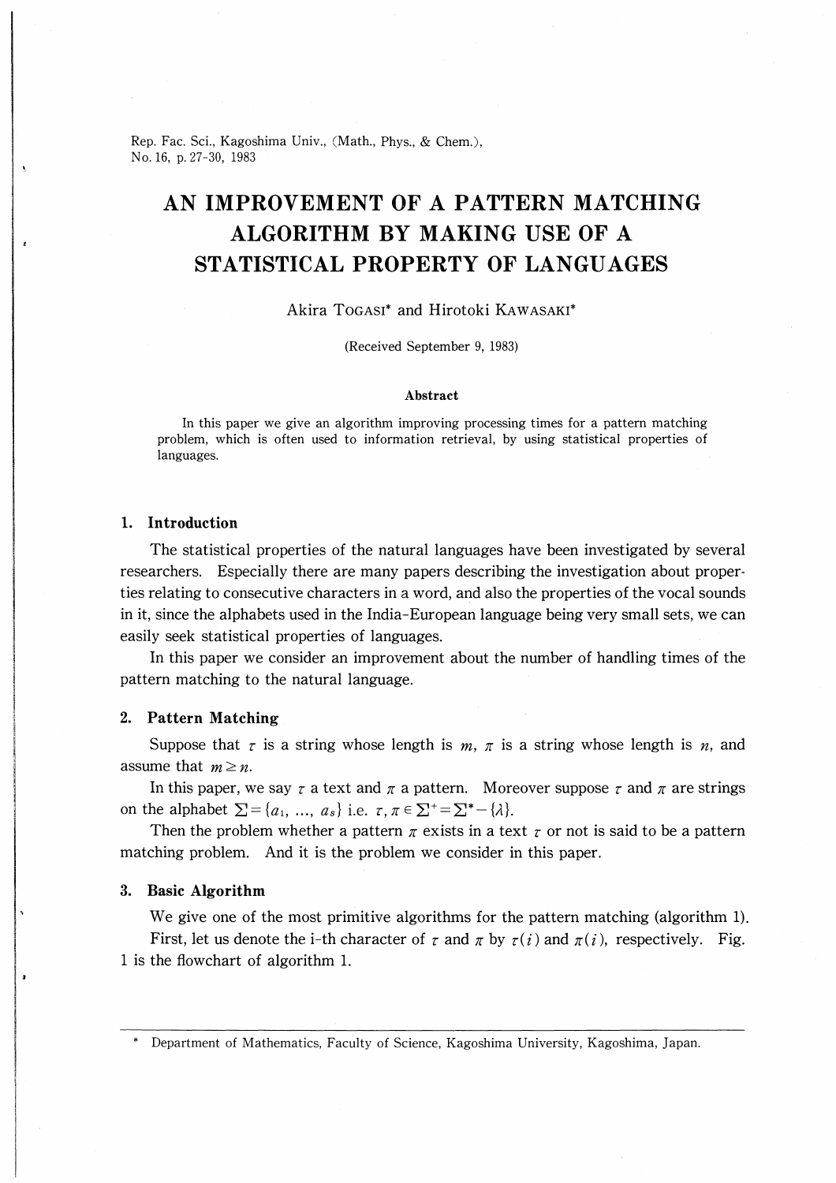# AN IMPROVEMENT OF A PATTERN MATCHING ALGORITHM BY MAKING USE OF A STATISTICAL PROPERTY OF LANGUAGES

Akira TOGASI* and Hirotoki KAWASAKI*

(Received September 9, 1983)

**Abstract**

In this paper we give an algorithm improving processing times for a pattern matching problem, which is often used to information retrieval, by using statistical properties of languages.

## 1. Introduction

The statistical properties of the natural languages have been investigated by several researchers. Especially there are many papers describing the investigation about properties relating to consecutive characters in a word, and also the properties of the vocal sounds in it, since the alphabets used in the India-European language being very small sets, we can easily seek statistical properties of languages.

In this paper we consider an improvement about the number of handling times of the pattern matching to the natural language.

## 2. Pattern Matching

Suppose that $\tau$ is a string whose length is $m$, $\pi$ is a string whose length is $n$, and assume that $m \geq n$.

In this paper, we say $\tau$ a text and $\pi$ a pattern. Moreover suppose $\tau$ and $\pi$ are strings on the alphabet $\Sigma = \{a_1, \ldots, a_s\}$ i.e. $\tau, \pi \in \Sigma^+ = \Sigma^* - \{\lambda\}$.

Then the problem whether a pattern $\pi$ exists in a text $\tau$ or not is said to be a pattern matching problem. And it is the problem we consider in this paper.

## 3. Basic Algorithm

We give one of the most primitive algorithms for the pattern matching (algorithm 1).

First, let us denote the i-th character of $\tau$ and $\pi$ by $\tau(i)$ and $\pi(i)$, respectively. Fig. 1 is the flowchart of algorithm 1.

---

\* Department of Mathematics, Faculty of Science, Kagoshima University, Kagoshima, Japan.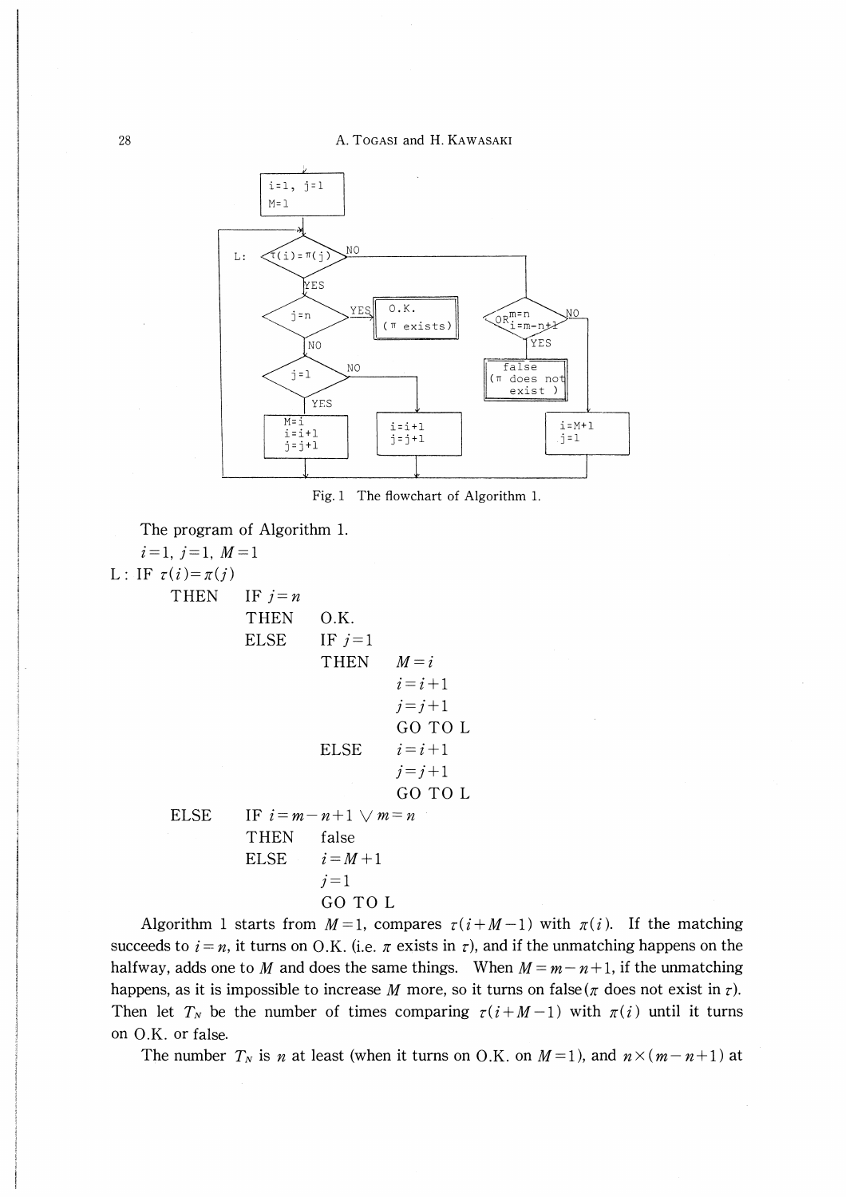Fig. 1 The flowchart of Algorithm 1.

The program of Algorithm 1.

```
    i=1, j=1, M=1
L : IF τ(i)=π(j)
      THEN   IF j=n
             THEN   O.K.
             ELSE   IF j=1
                    THEN   M=i
                           i=i+1
                           j=j+1
                           GO TO L
                    ELSE   i=i+1
                           j=j+1
                           GO TO L
      ELSE   IF i=m-n+1 ∨ m=n
             THEN   false
             ELSE   i=M+1
                    j=1
                    GO TO L
```

Algorithm 1 starts from $M=1$, compares $\tau(i+M-1)$ with $\pi(i)$. If the matching succeeds to $i=n$, it turns on O.K. (i.e. $\pi$ exists in $\tau$), and if the unmatching happens on the halfway, adds one to $M$ and does the same things. When $M=m-n+1$, if the unmatching happens, as it is impossible to increase $M$ more, so it turns on false ($\pi$ does not exist in $\tau$). Then let $T_N$ be the number of times comparing $\tau(i+M-1)$ with $\pi(i)$ until it turns on O.K. or false.

The number $T_N$ is $n$ at least (when it turns on O.K. on $M=1$), and $n \times (m-n+1)$ at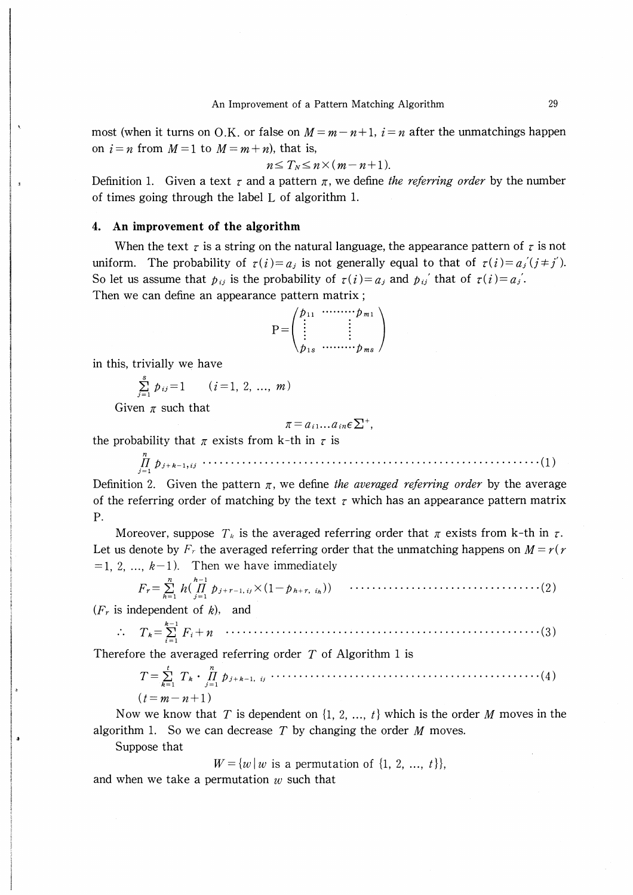most (when it turns on O.K. or false on $M=m-n+1$, $i=n$ after the unmatchings happen on $i=n$ from $M=1$ to $M=m+n$), that is,

$$n \leq T_N \leq n \times (m-n+1).$$

Definition 1. Given a text $\tau$ and a pattern $\pi$, we define *the referring order* by the number of times going through the label L of algorithm 1.

## 4. An improvement of the algorithm

When the text $\tau$ is a string on the natural language, the appearance pattern of $\tau$ is not uniform. The probability of $\tau(i)=a_j$ is not generally equal to that of $\tau(i)=a_j{}'(j \neq j')$. So let us assume that $p_{ij}$ is the probability of $\tau(i)=a_j$ and $p_{ij}{}'$ that of $\tau(i)=a_j{}'$.

Then we can define an appearance pattern matrix ;

$$P = \begin{pmatrix} p_{11} & \cdots\cdots\cdots & p_{m1} \\ \vdots & & \vdots \\ p_{1s} & \cdots\cdots\cdots & p_{ms} \end{pmatrix}$$

in this, trivially we have

$$\sum_{j=1}^{s} p_{ij} = 1 \qquad (i=1, 2, \ldots, m)$$

Given $\pi$ such that

$$\pi = a_{i1} \ldots a_{in} \in \Sigma^{+},$$

the probability that $\pi$ exists from k-th in $\tau$ is

$$\prod_{j=1}^{n} p_{j+k-1, ij} \quad \cdots\cdots (1)$$

Definition 2. Given the pattern $\pi$, we define *the averaged referring order* by the average of the referring order of matching by the text $\tau$ which has an appearance pattern matrix P.

Moreover, suppose $T_k$ is the averaged referring order that $\pi$ exists from k-th in $\tau$. Let us denote by $F_r$ the averaged referring order that the unmatching happens on $M=r$ ($r=1, 2, \ldots, k-1$). Then we have immediately

$$F_r = \sum_{h=1}^{n} h \left( \prod_{j=1}^{h-1} p_{j+r-1, ij} \times (1-p_{h+r, ih}) \right) \quad \cdots\cdots (2)$$

($F_r$ is independent of $k$), and

$$\therefore \quad T_k = \sum_{i=1}^{k-1} F_i + n \quad \cdots\cdots (3)$$

Therefore the averaged referring order $T$ of Algorithm 1 is

$$T = \sum_{k=1}^{t} T_k \cdot \prod_{j=1}^{n} p_{j+k-1, ij} \quad \cdots\cdots (4)$$

$$(t=m-n+1)$$

Now we know that $T$ is dependent on $\{1, 2, \ldots, t\}$ which is the order $M$ moves in the algorithm 1. So we can decrease $T$ by changing the order $M$ moves.

Suppose that

$$W = \{w \mid w \text{ is a permutation of } \{1, 2, \ldots, t\}\},$$

and when we take a permutation $w$ such that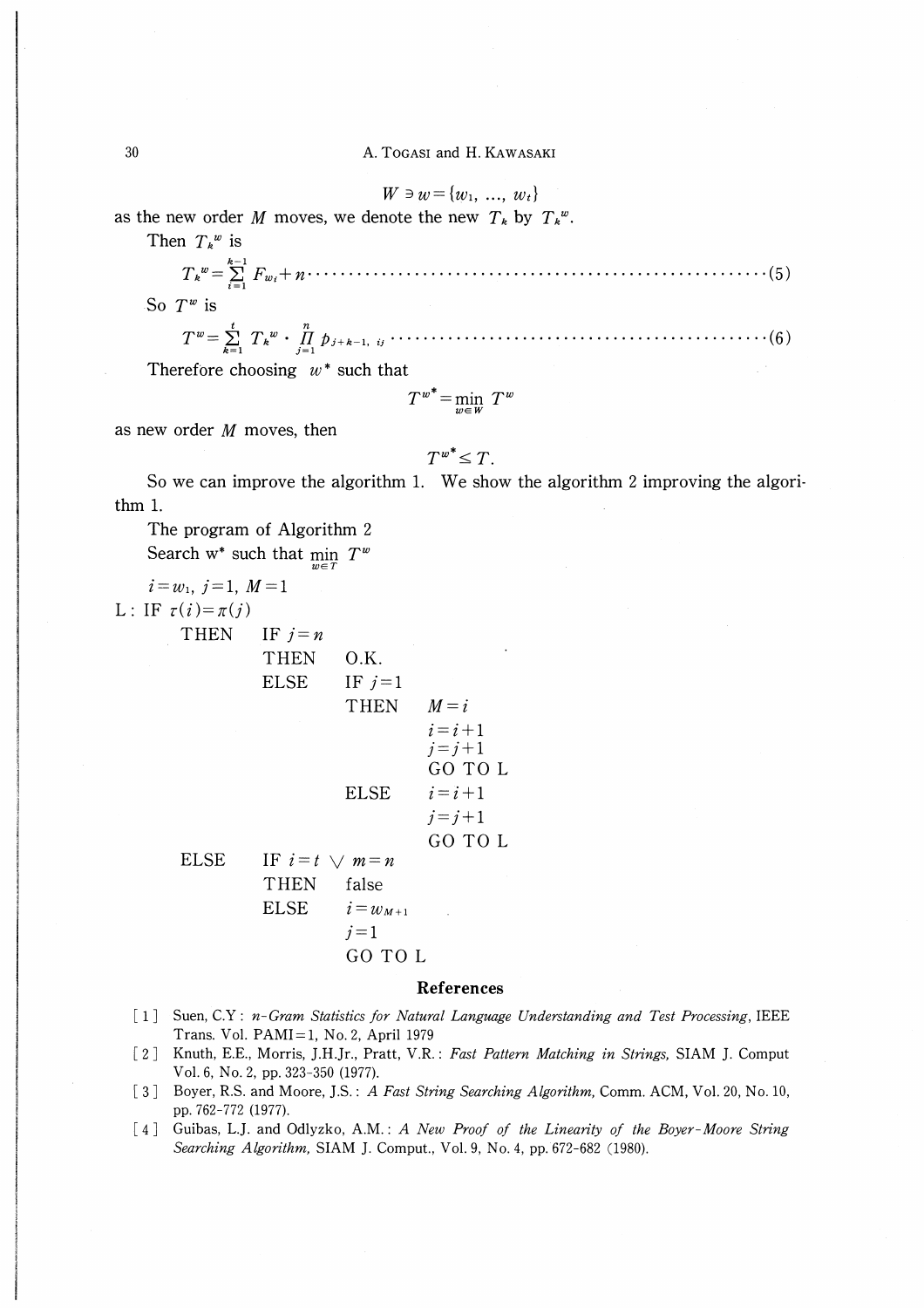$$W \ni w = \{w_1, \ldots, w_t\}$$

as the new order $M$ moves, we denote the new $T_k$ by $T_k^w$.

Then $T_k^w$ is

$$T_k^w = \sum_{i=1}^{k-1} F_{w_i} + n \cdots\cdots (5)$$

So $T^w$ is

$$T^w = \sum_{k=1}^{t} T_k^w \cdot \prod_{j=1}^{n} p_{j+k-1,\ ij} \cdots\cdots (6)$$

Therefore choosing $w^*$ such that

$$T^{w^*} = \min_{w \in W} T^w$$

as new order $M$ moves, then

$$T^{w^*} \leq T.$$

So we can improve the algorithm 1. We show the algorithm 2 improving the algorithm 1.

The program of Algorithm 2

Search w* such that $\min_{w \in T} T^w$

```
i=w1, j=1, M=1
L: IF τ(i)=π(j)
     THEN   IF j=n
            THEN   O.K.
            ELSE   IF j=1
                   THEN   M=i
                          i=i+1
                          j=j+1
                          GO TO L
                   ELSE   i=i+1
                          j=j+1
                          GO TO L
     ELSE   IF i=t ∨ m=n
            THEN   false
            ELSE   i=w_{M+1}
                   j=1
                   GO TO L
```

## References

[1] Suen, C.Y: *n-Gram Statistics for Natural Language Understanding and Test Processing*, IEEE Trans. Vol. PAMI=1, No. 2, April 1979

[2] Knuth, E.E., Morris, J.H.Jr., Pratt, V.R.: *Fast Pattern Matching in Strings*, SIAM J. Comput Vol. 6, No. 2, pp. 323-350 (1977).

[3] Boyer, R.S. and Moore, J.S.: *A Fast String Searching Algorithm*, Comm. ACM, Vol. 20, No. 10, pp. 762-772 (1977).

[4] Guibas, L.J. and Odlyzko, A.M.: *A New Proof of the Linearity of the Boyer-Moore String Searching Algorithm*, SIAM J. Comput., Vol. 9, No. 4, pp. 672-682 (1980).